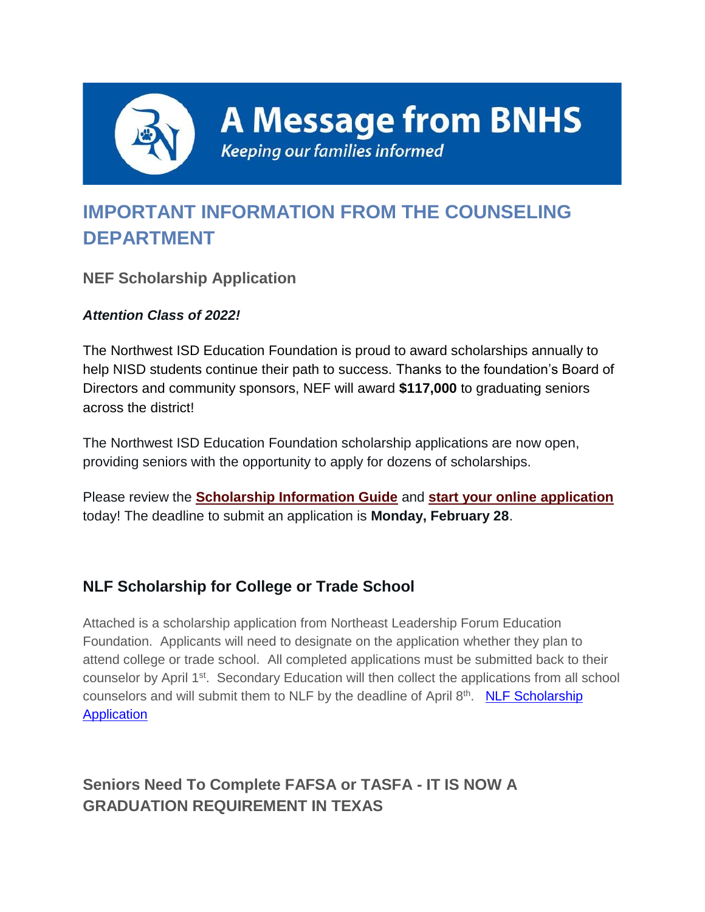# A Message from BNHS

*Keeping our families informed*

## IMPORTANT INFORMATION FROM THE COUNSELING DEPARTMENT

### NEF Scholarship Application

***Attention Class of 2022!***

The Northwest ISD Education Foundation is proud to award scholarships annually to help NISD students continue their path to success. Thanks to the foundation's Board of Directors and community sponsors, NEF will award **$117,000** to graduating seniors across the district!

The Northwest ISD Education Foundation scholarship applications are now open, providing seniors with the opportunity to apply for dozens of scholarships.

Please review the **Scholarship Information Guide** and **start your online application** today! The deadline to submit an application is **Monday, February 28**.

### NLF Scholarship for College or Trade School

Attached is a scholarship application from Northeast Leadership Forum Education Foundation. Applicants will need to designate on the application whether they plan to attend college or trade school. All completed applications must be submitted back to their counselor by April 1st. Secondary Education will then collect the applications from all school counselors and will submit them to NLF by the deadline of April 8th. NLF Scholarship Application

### Seniors Need To Complete FAFSA or TASFA - IT IS NOW A GRADUATION REQUIREMENT IN TEXAS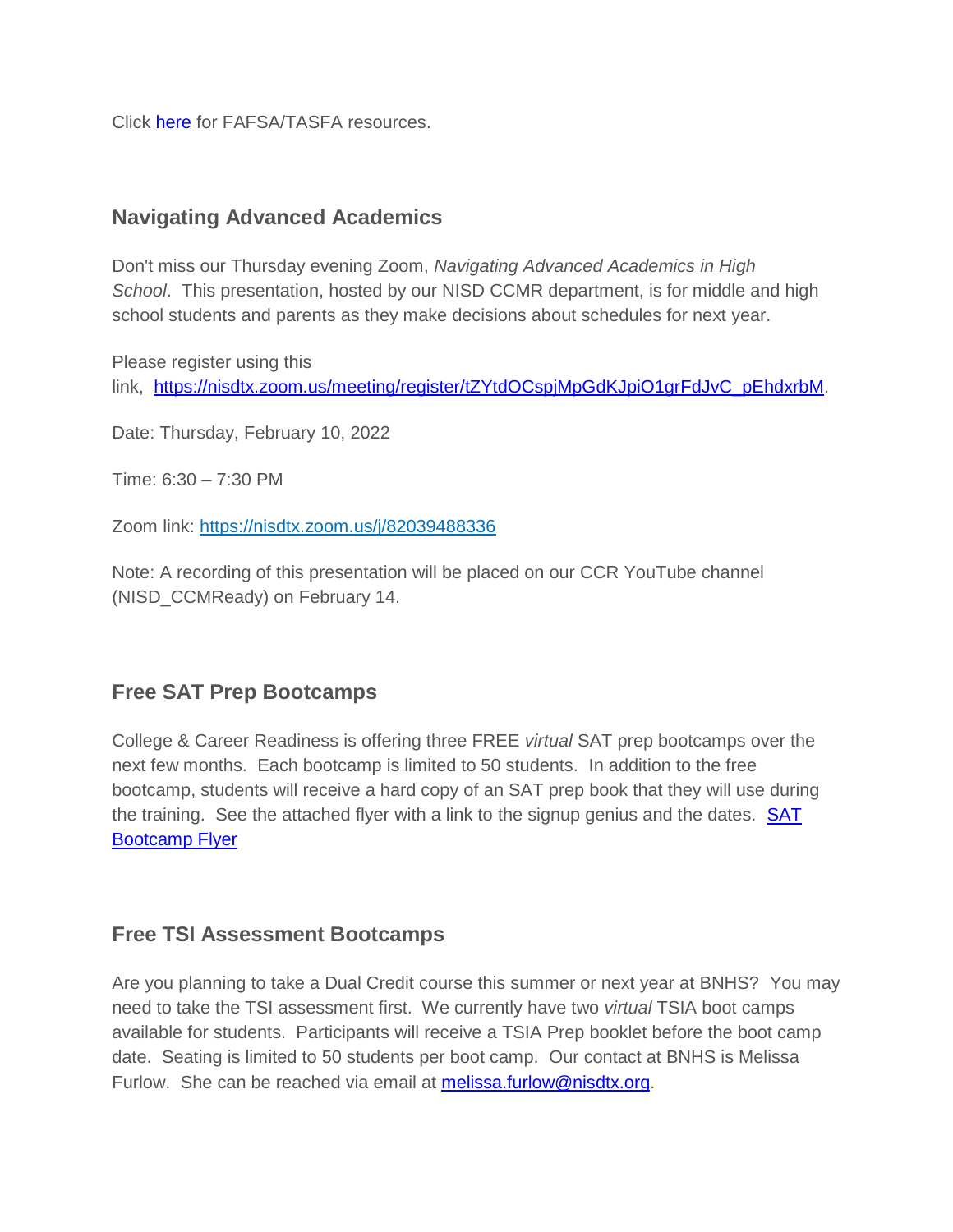Click here for FAFSA/TASFA resources.

## Navigating Advanced Academics

Don't miss our Thursday evening Zoom, *Navigating Advanced Academics in High School*. This presentation, hosted by our NISD CCMR department, is for middle and high school students and parents as they make decisions about schedules for next year.

Please register using this link, https://nisdtx.zoom.us/meeting/register/tZYtdOCspjMpGdKJpiO1grFdJvC_pEhdxrbM.

Date: Thursday, February 10, 2022

Time: 6:30 – 7:30 PM

Zoom link: https://nisdtx.zoom.us/j/82039488336

Note: A recording of this presentation will be placed on our CCR YouTube channel (NISD_CCMReady) on February 14.

## Free SAT Prep Bootcamps

College & Career Readiness is offering three FREE *virtual* SAT prep bootcamps over the next few months. Each bootcamp is limited to 50 students. In addition to the free bootcamp, students will receive a hard copy of an SAT prep book that they will use during the training. See the attached flyer with a link to the signup genius and the dates. SAT Bootcamp Flyer

## Free TSI Assessment Bootcamps

Are you planning to take a Dual Credit course this summer or next year at BNHS? You may need to take the TSI assessment first. We currently have two *virtual* TSIA boot camps available for students. Participants will receive a TSIA Prep booklet before the boot camp date. Seating is limited to 50 students per boot camp. Our contact at BNHS is Melissa Furlow. She can be reached via email at melissa.furlow@nisdtx.org.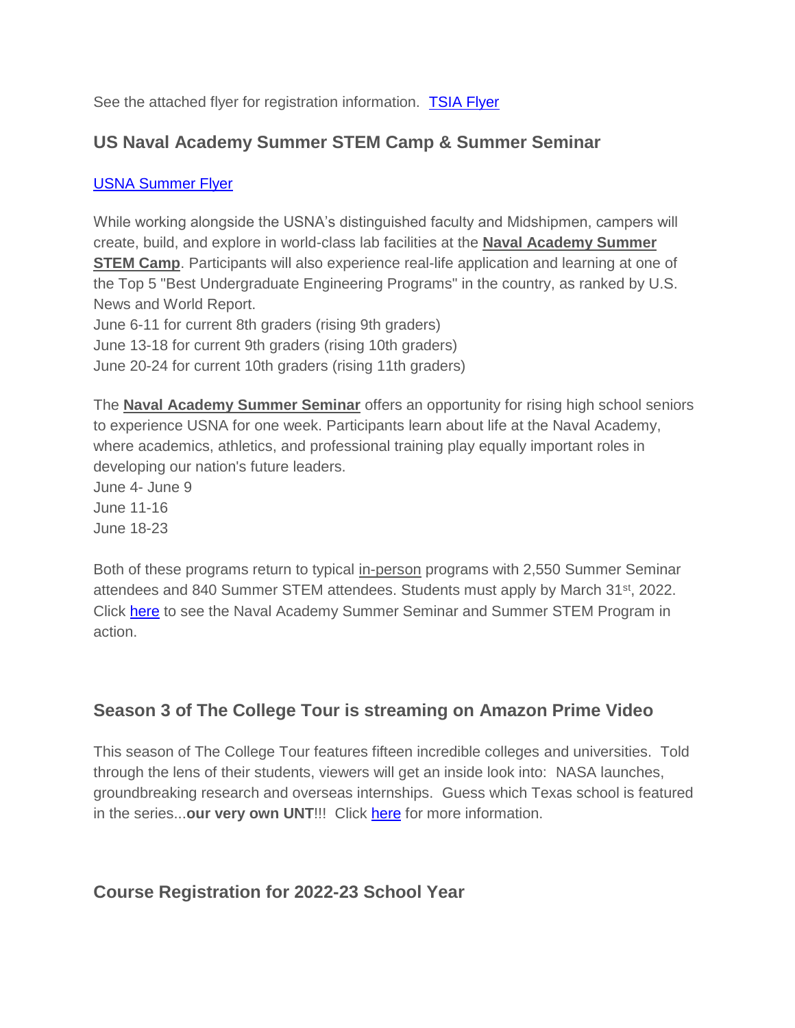See the attached flyer for registration information. [TSIA Flyer]

## US Naval Academy Summer STEM Camp & Summer Seminar

[USNA Summer Flyer]

While working alongside the USNA's distinguished faculty and Midshipmen, campers will create, build, and explore in world-class lab facilities at the **Naval Academy Summer STEM Camp**. Participants will also experience real-life application and learning at one of the Top 5 "Best Undergraduate Engineering Programs" in the country, as ranked by U.S. News and World Report.
June 6-11 for current 8th graders (rising 9th graders)
June 13-18 for current 9th graders (rising 10th graders)
June 20-24 for current 10th graders (rising 11th graders)

The **Naval Academy Summer Seminar** offers an opportunity for rising high school seniors to experience USNA for one week. Participants learn about life at the Naval Academy, where academics, athletics, and professional training play equally important roles in developing our nation's future leaders.
June 4- June 9
June 11-16
June 18-23

Both of these programs return to typical in-person programs with 2,550 Summer Seminar attendees and 840 Summer STEM attendees. Students must apply by March 31st, 2022. Click here to see the Naval Academy Summer Seminar and Summer STEM Program in action.

## Season 3 of The College Tour is streaming on Amazon Prime Video

This season of The College Tour features fifteen incredible colleges and universities. Told through the lens of their students, viewers will get an inside look into: NASA launches, groundbreaking research and overseas internships. Guess which Texas school is featured in the series...**our very own UNT**!!! Click here for more information.

## Course Registration for 2022-23 School Year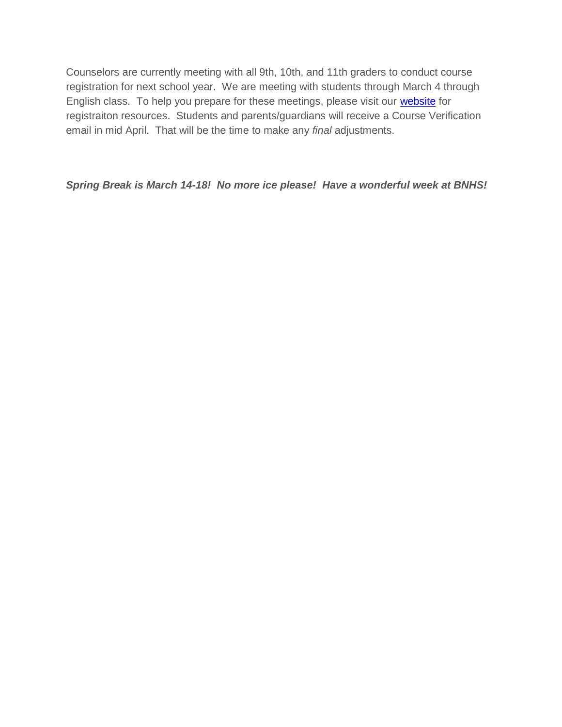Counselors are currently meeting with all 9th, 10th, and 11th graders to conduct course registration for next school year. We are meeting with students through March 4 through English class. To help you prepare for these meetings, please visit our website for registraiton resources. Students and parents/guardians will receive a Course Verification email in mid April. That will be the time to make any *final* adjustments.

***Spring Break is March 14-18! No more ice please! Have a wonderful week at BNHS!***